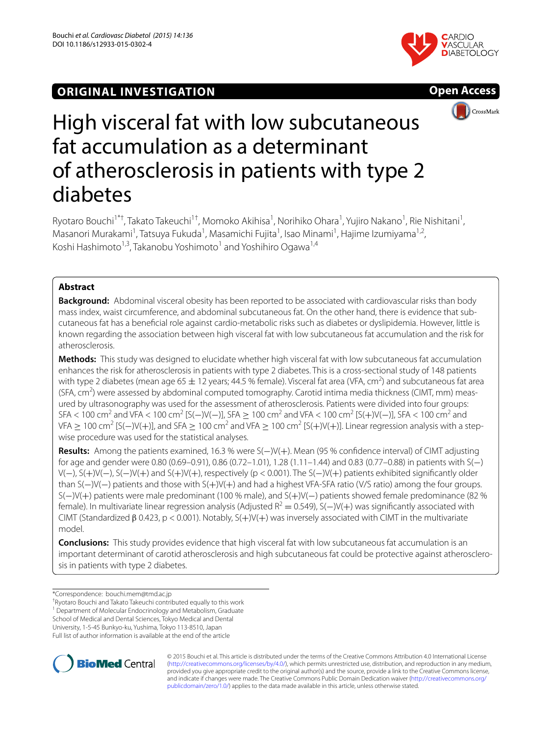ORIGINAL INVESTIGATION

Open Access

# High visceral fat with low subcutaneous fat accumulation as a determinant of atherosclerosis in patients with type 2 diabetes

Ryotaro Bouchi[1*†], Takato Takeuchi[1†], Momoko Akihisa[1], Norihiko Ohara[1], Yujiro Nakano[1], Rie Nishitani[1], Masanori Murakami[1], Tatsuya Fukuda[1], Masamichi Fujita[1], Isao Minami[1], Hajime Izumiyama[1,2], Koshi Hashimoto[1,3], Takanobu Yoshimoto[1] and Yoshihiro Ogawa[1,4]

## Abstract

**Background:** Abdominal visceral obesity has been reported to be associated with cardiovascular risks than body mass index, waist circumference, and abdominal subcutaneous fat. On the other hand, there is evidence that subcutaneous fat has a beneficial role against cardio-metabolic risks such as diabetes or dyslipidemia. However, little is known regarding the association between high visceral fat with low subcutaneous fat accumulation and the risk for atherosclerosis.

**Methods:** This study was designed to elucidate whether high visceral fat with low subcutaneous fat accumulation enhances the risk for atherosclerosis in patients with type 2 diabetes. This is a cross-sectional study of 148 patients with type 2 diabetes (mean age 65 ± 12 years; 44.5 % female). Visceral fat area (VFA, $cm^2$) and subcutaneous fat area (SFA, $cm^2$) were assessed by abdominal computed tomography. Carotid intima media thickness (CIMT, mm) measured by ultrasonography was used for the assessment of atherosclerosis. Patients were divided into four groups: SFA < 100 $cm^2$ and VFA < 100 $cm^2$ [S(−)V(−)], SFA ≥ 100 $cm^2$ and VFA < 100 $cm^2$ [S(+)V(−)], SFA < 100 $cm^2$ and VFA ≥ 100 $cm^2$ [S(−)V(+)], and SFA ≥ 100 $cm^2$ and VFA ≥ 100 $cm^2$ [S(+)V(+)]. Linear regression analysis with a stepwise procedure was used for the statistical analyses.

**Results:** Among the patients examined, 16.3 % were S(−)V(+). Mean (95 % confidence interval) of CIMT adjusting for age and gender were 0.80 (0.69–0.91), 0.86 (0.72–1.01), 1.28 (1.11–1.44) and 0.83 (0.77–0.88) in patients with S(−)V(−), S(+)V(−), S(−)V(+) and S(+)V(+), respectively ($p < 0.001$). The S(−)V(+) patients exhibited significantly older than S(−)V(−) patients and those with S(+)V(+) and had a highest VFA-SFA ratio (V/S ratio) among the four groups. S(−)V(+) patients were male predominant (100 % male), and S(+)V(−) patients showed female predominance (82 % female). In multivariate linear regression analysis (Adjusted $R^2 = 0.549$), S(−)V(+) was significantly associated with CIMT (Standardized β 0.423, $p < 0.001$). Notably, S(+)V(+) was inversely associated with CIMT in the multivariate model.

**Conclusions:** This study provides evidence that high visceral fat with low subcutaneous fat accumulation is an important determinant of carotid atherosclerosis and high subcutaneous fat could be protective against atherosclerosis in patients with type 2 diabetes.

*Correspondence: bouchi.mem@tmd.ac.jp
†Ryotaro Bouchi and Takato Takeuchi contributed equally to this work
[1] Department of Molecular Endocrinology and Metabolism, Graduate School of Medical and Dental Sciences, Tokyo Medical and Dental University, 1-5-45 Bunkyo-ku, Yushima, Tokyo 113-8510, Japan
Full list of author information is available at the end of the article

© 2015 Bouchi et al. This article is distributed under the terms of the Creative Commons Attribution 4.0 International License (http://creativecommons.org/licenses/by/4.0/), which permits unrestricted use, distribution, and reproduction in any medium, provided you give appropriate credit to the original author(s) and the source, provide a link to the Creative Commons license, and indicate if changes were made. The Creative Commons Public Domain Dedication waiver (http://creativecommons.org/publicdomain/zero/1.0/) applies to the data made available in this article, unless otherwise stated.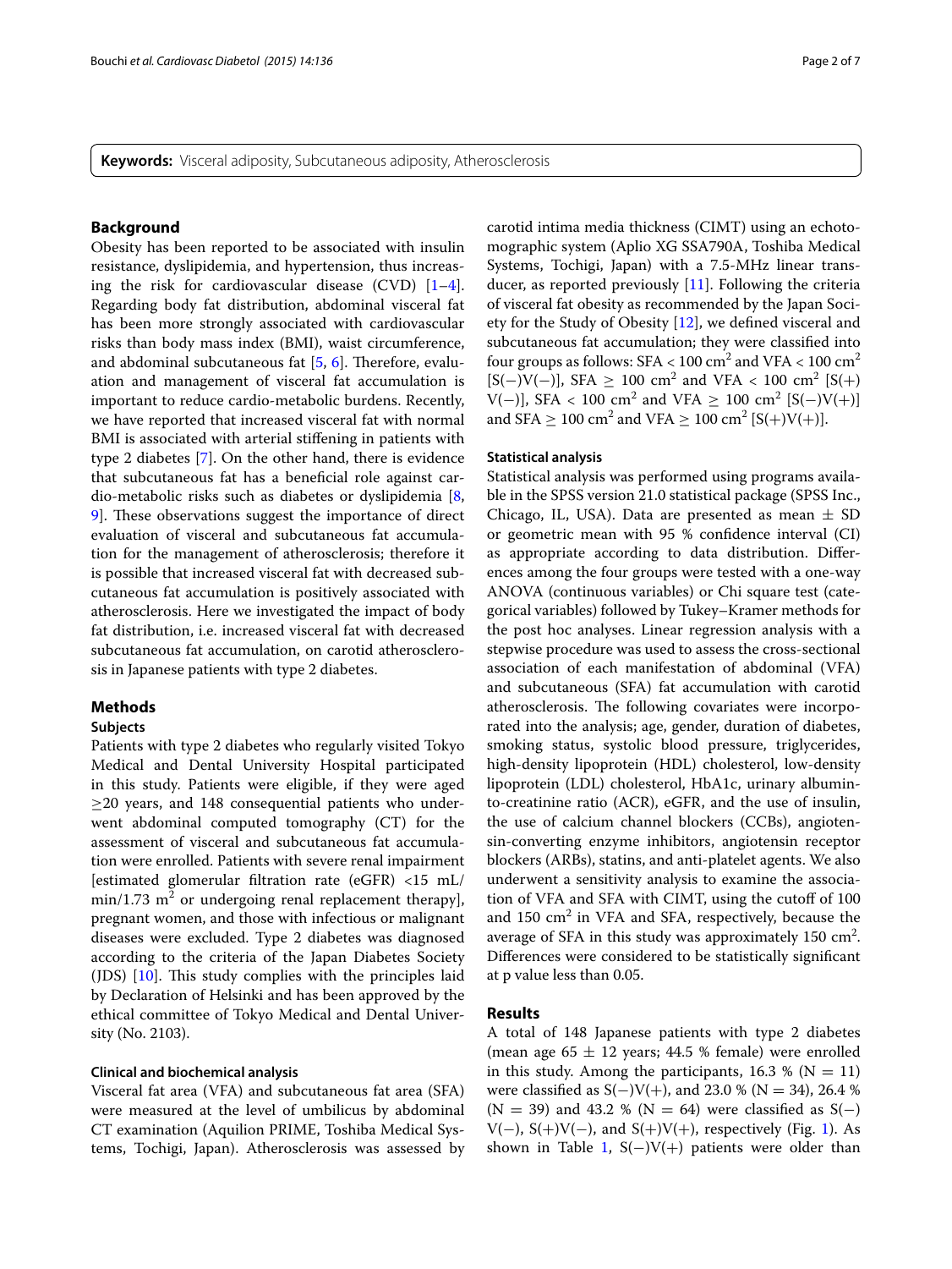**Keywords:** Visceral adiposity, Subcutaneous adiposity, Atherosclerosis

## Background

Obesity has been reported to be associated with insulin resistance, dyslipidemia, and hypertension, thus increasing the risk for cardiovascular disease (CVD) [1–4]. Regarding body fat distribution, abdominal visceral fat has been more strongly associated with cardiovascular risks than body mass index (BMI), waist circumference, and abdominal subcutaneous fat [5, 6]. Therefore, evaluation and management of visceral fat accumulation is important to reduce cardio-metabolic burdens. Recently, we have reported that increased visceral fat with normal BMI is associated with arterial stiffening in patients with type 2 diabetes [7]. On the other hand, there is evidence that subcutaneous fat has a beneficial role against cardio-metabolic risks such as diabetes or dyslipidemia [8, 9]. These observations suggest the importance of direct evaluation of visceral and subcutaneous fat accumulation for the management of atherosclerosis; therefore it is possible that increased visceral fat with decreased subcutaneous fat accumulation is positively associated with atherosclerosis. Here we investigated the impact of body fat distribution, i.e. increased visceral fat with decreased subcutaneous fat accumulation, on carotid atherosclerosis in Japanese patients with type 2 diabetes.

## Methods

### Subjects

Patients with type 2 diabetes who regularly visited Tokyo Medical and Dental University Hospital participated in this study. Patients were eligible, if they were aged ≥20 years, and 148 consequential patients who underwent abdominal computed tomography (CT) for the assessment of visceral and subcutaneous fat accumulation were enrolled. Patients with severe renal impairment [estimated glomerular filtration rate (eGFR) <15 mL/min/1.73 $m^2$ or undergoing renal replacement therapy], pregnant women, and those with infectious or malignant diseases were excluded. Type 2 diabetes was diagnosed according to the criteria of the Japan Diabetes Society (JDS) [10]. This study complies with the principles laid by Declaration of Helsinki and has been approved by the ethical committee of Tokyo Medical and Dental University (No. 2103).

### Clinical and biochemical analysis

Visceral fat area (VFA) and subcutaneous fat area (SFA) were measured at the level of umbilicus by abdominal CT examination (Aquilion PRIME, Toshiba Medical Systems, Tochigi, Japan). Atherosclerosis was assessed by carotid intima media thickness (CIMT) using an echotomographic system (Aplio XG SSA790A, Toshiba Medical Systems, Tochigi, Japan) with a 7.5-MHz linear transducer, as reported previously [11]. Following the criteria of visceral fat obesity as recommended by the Japan Society for the Study of Obesity [12], we defined visceral and subcutaneous fat accumulation; they were classified into four groups as follows: SFA < 100 $cm^2$ and VFA < 100 $cm^2$ [S(−)V(−)], SFA ≥ 100 $cm^2$ and VFA < 100 $cm^2$ [S(+)V(−)], SFA < 100 $cm^2$ and VFA ≥ 100 $cm^2$ [S(−)V(+)] and SFA ≥ 100 $cm^2$ and VFA ≥ 100 $cm^2$ [S(+)V(+)].

### Statistical analysis

Statistical analysis was performed using programs available in the SPSS version 21.0 statistical package (SPSS Inc., Chicago, IL, USA). Data are presented as mean ± SD or geometric mean with 95 % confidence interval (CI) as appropriate according to data distribution. Differences among the four groups were tested with a one-way ANOVA (continuous variables) or Chi square test (categorical variables) followed by Tukey–Kramer methods for the post hoc analyses. Linear regression analysis with a stepwise procedure was used to assess the cross-sectional association of each manifestation of abdominal (VFA) and subcutaneous (SFA) fat accumulation with carotid atherosclerosis. The following covariates were incorporated into the analysis; age, gender, duration of diabetes, smoking status, systolic blood pressure, triglycerides, high-density lipoprotein (HDL) cholesterol, low-density lipoprotein (LDL) cholesterol, HbA1c, urinary albumin-to-creatinine ratio (ACR), eGFR, and the use of insulin, the use of calcium channel blockers (CCBs), angiotensin-converting enzyme inhibitors, angiotensin receptor blockers (ARBs), statins, and anti-platelet agents. We also underwent a sensitivity analysis to examine the association of VFA and SFA with CIMT, using the cutoff of 100 and 150 $cm^2$ in VFA and SFA, respectively, because the average of SFA in this study was approximately 150 $cm^2$. Differences were considered to be statistically significant at p value less than 0.05.

## Results

A total of 148 Japanese patients with type 2 diabetes (mean age 65 ± 12 years; 44.5 % female) were enrolled in this study. Among the participants, 16.3 % (N = 11) were classified as S(−)V(+), and 23.0 % (N = 34), 26.4 % (N = 39) and 43.2 % (N = 64) were classified as S(−)V(−), S(+)V(−), and S(+)V(+), respectively (Fig. 1). As shown in Table 1, S(−)V(+) patients were older than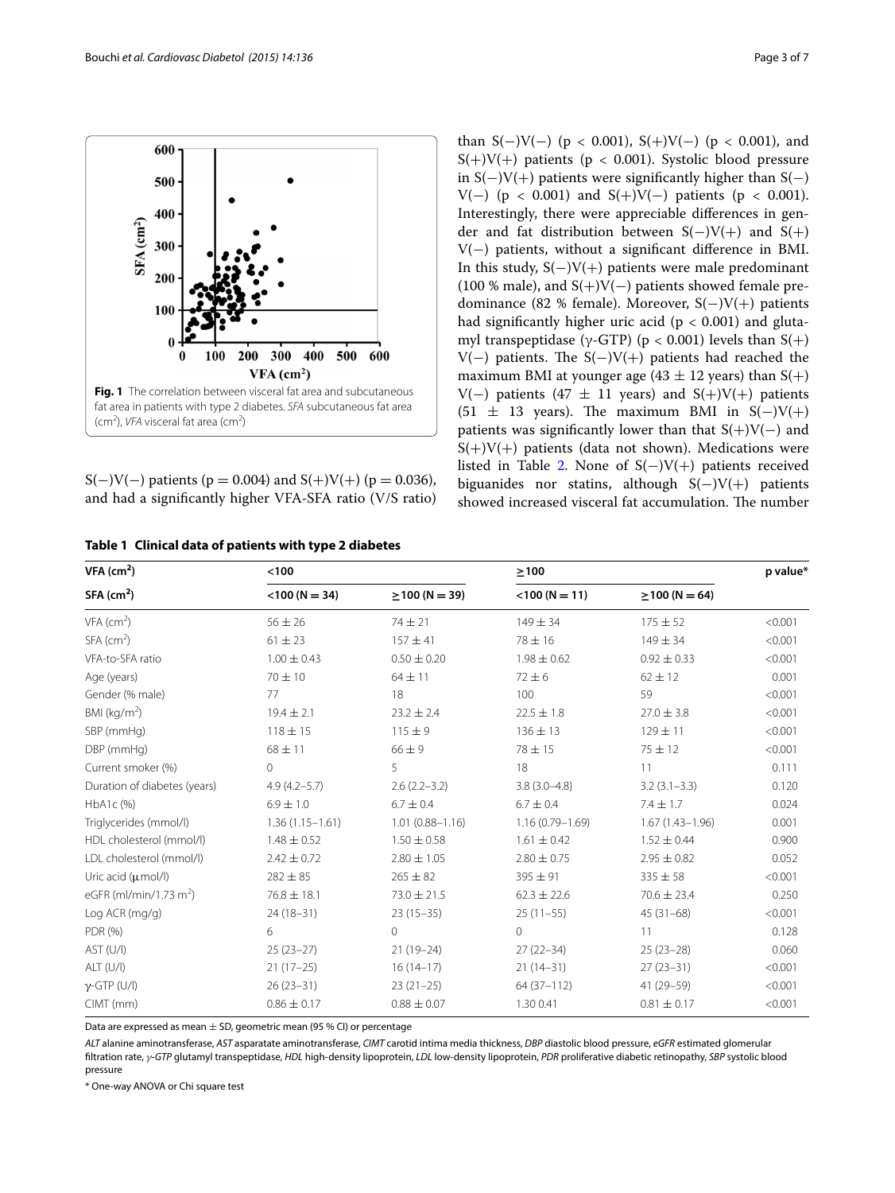**Fig. 1** The correlation between visceral fat area and subcutaneous fat area in patients with type 2 diabetes. *SFA* subcutaneous fat area ($cm^2$), *VFA* visceral fat area ($cm^2$)

S(−)V(−) patients (p = 0.004) and S(+)V(+) (p = 0.036), and had a significantly higher VFA-SFA ratio (V/S ratio) than S(−)V(−) (p < 0.001), S(+)V(−) (p < 0.001), and S(+)V(+) patients (p < 0.001). Systolic blood pressure in S(−)V(+) patients were significantly higher than S(−)V(−) (p < 0.001) and S(+)V(−) patients (p < 0.001). Interestingly, there were appreciable differences in gender and fat distribution between S(−)V(+) and S(+)V(−) patients, without a significant difference in BMI. In this study, S(−)V(+) patients were male predominant (100 % male), and S(+)V(−) patients showed female predominance (82 % female). Moreover, S(−)V(+) patients had significantly higher uric acid (p < 0.001) and glutamyl transpeptidase (γ-GTP) (p < 0.001) levels than S(+)V(−) patients. The S(−)V(+) patients had reached the maximum BMI at younger age (43 ± 12 years) than S(+)V(−) patients (47 ± 11 years) and S(+)V(+) patients (51 ± 13 years). The maximum BMI in S(−)V(+) patients was significantly lower than that S(+)V(−) and S(+)V(+) patients (data not shown). Medications were listed in Table 2. None of S(−)V(+) patients received biguanides nor statins, although S(−)V(+) patients showed increased visceral fat accumulation. The number

**Table 1 Clinical data of patients with type 2 diabetes**

| VFA ($cm^2$) | <100 | | ≥100 | | p value* |
|---|---|---|---|---|---|
| SFA ($cm^2$) | <100 (N = 34) | ≥100 (N = 39) | <100 (N = 11) | ≥100 (N = 64) | |
| VFA ($cm^2$) | 56 ± 26 | 74 ± 21 | 149 ± 34 | 175 ± 52 | <0.001 |
| SFA ($cm^2$) | 61 ± 23 | 157 ± 41 | 78 ± 16 | 149 ± 34 | <0.001 |
| VFA-to-SFA ratio | 1.00 ± 0.43 | 0.50 ± 0.20 | 1.98 ± 0.62 | 0.92 ± 0.33 | <0.001 |
| Age (years) | 70 ± 10 | 64 ± 11 | 72 ± 6 | 62 ± 12 | 0.001 |
| Gender (% male) | 77 | 18 | 100 | 59 | <0.001 |
| BMI ($kg/m^2$) | 19.4 ± 2.1 | 23.2 ± 2.4 | 22.5 ± 1.8 | 27.0 ± 3.8 | <0.001 |
| SBP (mmHg) | 118 ± 15 | 115 ± 9 | 136 ± 13 | 129 ± 11 | <0.001 |
| DBP (mmHg) | 68 ± 11 | 66 ± 9 | 78 ± 15 | 75 ± 12 | <0.001 |
| Current smoker (%) | 0 | 5 | 18 | 11 | 0.111 |
| Duration of diabetes (years) | 4.9 (4.2–5.7) | 2.6 (2.2–3.2) | 3.8 (3.0–4.8) | 3.2 (3.1–3.3) | 0.120 |
| HbA1c (%) | 6.9 ± 1.0 | 6.7 ± 0.4 | 6.7 ± 0.4 | 7.4 ± 1.7 | 0.024 |
| Triglycerides (mmol/l) | 1.36 (1.15–1.61) | 1.01 (0.88–1.16) | 1.16 (0.79–1.69) | 1.67 (1.43–1.96) | 0.001 |
| HDL cholesterol (mmol/l) | 1.48 ± 0.52 | 1.50 ± 0.58 | 1.61 ± 0.42 | 1.52 ± 0.44 | 0.900 |
| LDL cholesterol (mmol/l) | 2.42 ± 0.72 | 2.80 ± 1.05 | 2.80 ± 0.75 | 2.95 ± 0.82 | 0.052 |
| Uric acid (μmol/l) | 282 ± 85 | 265 ± 82 | 395 ± 91 | 335 ± 58 | <0.001 |
| eGFR (ml/min/1.73 $m^2$) | 76.8 ± 18.1 | 73.0 ± 21.5 | 62.3 ± 22.6 | 70.6 ± 23.4 | 0.250 |
| Log ACR (mg/g) | 24 (18–31) | 23 (15–35) | 25 (11–55) | 45 (31–68) | <0.001 |
| PDR (%) | 6 | 0 | 0 | 11 | 0.128 |
| AST (U/l) | 25 (23–27) | 21 (19–24) | 27 (22–34) | 25 (23–28) | 0.060 |
| ALT (U/l) | 21 (17–25) | 16 (14–17) | 21 (14–31) | 27 (23–31) | <0.001 |
| γ-GTP (U/l) | 26 (23–31) | 23 (21–25) | 64 (37–112) | 41 (29–59) | <0.001 |
| CIMT (mm) | 0.86 ± 0.17 | 0.88 ± 0.07 | 1.30 0.41 | 0.81 ± 0.17 | <0.001 |

Data are expressed as mean ± SD, geometric mean (95 % CI) or percentage

*ALT* alanine aminotransferase, *AST* asparatate aminotransferase, *CIMT* carotid intima media thickness, *DBP* diastolic blood pressure, *eGFR* estimated glomerular filtration rate, *γ-GTP* glutamyl transpeptidase, *HDL* high-density lipoprotein, *LDL* low-density lipoprotein, *PDR* proliferative diabetic retinopathy, *SBP* systolic blood pressure

\* One-way ANOVA or Chi square test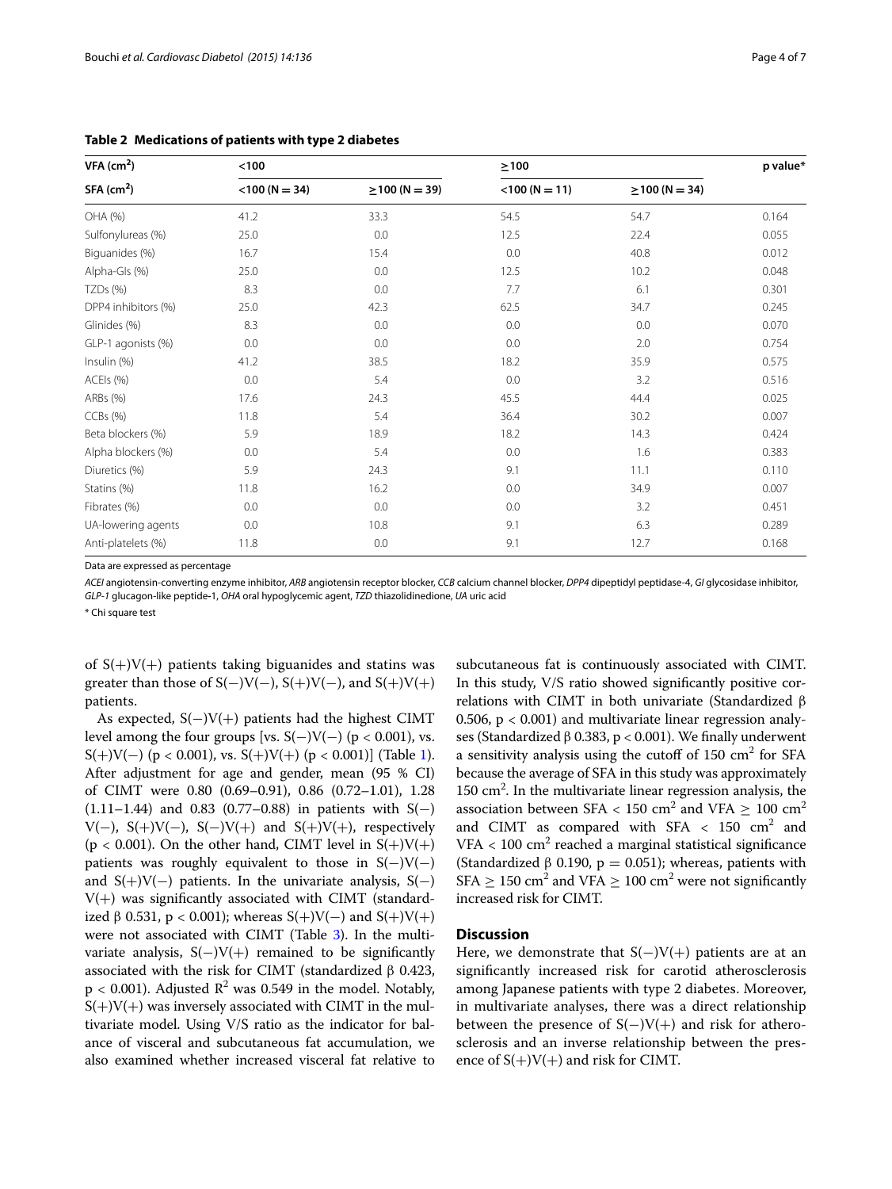**Table 2 Medications of patients with type 2 diabetes**

| VFA ($cm^2$) | <100 | | ≥100 | | p value* |
|---|---|---|---|---|---|
| SFA ($cm^2$) | <100 (N = 34) | ≥100 (N = 39) | <100 (N = 11) | ≥100 (N = 34) | |
| OHA (%) | 41.2 | 33.3 | 54.5 | 54.7 | 0.164 |
| Sulfonylureas (%) | 25.0 | 0.0 | 12.5 | 22.4 | 0.055 |
| Biguanides (%) | 16.7 | 15.4 | 0.0 | 40.8 | 0.012 |
| Alpha-GIs (%) | 25.0 | 0.0 | 12.5 | 10.2 | 0.048 |
| TZDs (%) | 8.3 | 0.0 | 7.7 | 6.1 | 0.301 |
| DPP4 inhibitors (%) | 25.0 | 42.3 | 62.5 | 34.7 | 0.245 |
| Glinides (%) | 8.3 | 0.0 | 0.0 | 0.0 | 0.070 |
| GLP-1 agonists (%) | 0.0 | 0.0 | 0.0 | 2.0 | 0.754 |
| Insulin (%) | 41.2 | 38.5 | 18.2 | 35.9 | 0.575 |
| ACEIs (%) | 0.0 | 5.4 | 0.0 | 3.2 | 0.516 |
| ARBs (%) | 17.6 | 24.3 | 45.5 | 44.4 | 0.025 |
| CCBs (%) | 11.8 | 5.4 | 36.4 | 30.2 | 0.007 |
| Beta blockers (%) | 5.9 | 18.9 | 18.2 | 14.3 | 0.424 |
| Alpha blockers (%) | 0.0 | 5.4 | 0.0 | 1.6 | 0.383 |
| Diuretics (%) | 5.9 | 24.3 | 9.1 | 11.1 | 0.110 |
| Statins (%) | 11.8 | 16.2 | 0.0 | 34.9 | 0.007 |
| Fibrates (%) | 0.0 | 0.0 | 0.0 | 3.2 | 0.451 |
| UA-lowering agents | 0.0 | 10.8 | 9.1 | 6.3 | 0.289 |
| Anti-platelets (%) | 11.8 | 0.0 | 9.1 | 12.7 | 0.168 |

Data are expressed as percentage

*ACEI* angiotensin-converting enzyme inhibitor, *ARB* angiotensin receptor blocker, *CCB* calcium channel blocker, *DPP4* dipeptidyl peptidase-4, *GI* glycosidase inhibitor, *GLP-1* glucagon-like peptide-1, *OHA* oral hypoglycemic agent, *TZD* thiazolidinedione, *UA* uric acid

\* Chi square test

of S(+)V(+) patients taking biguanides and statins was greater than those of S(−)V(−), S(+)V(−), and S(+)V(+) patients.

As expected, S(−)V(+) patients had the highest CIMT level among the four groups [vs. S(−)V(−) ($p < 0.001$), vs. S(+)V(−) ($p < 0.001$), vs. S(+)V(+) ($p < 0.001$)] (Table 1). After adjustment for age and gender, mean (95 % CI) of CIMT were 0.80 (0.69–0.91), 0.86 (0.72–1.01), 1.28 (1.11–1.44) and 0.83 (0.77–0.88) in patients with S(−)V(−), S(+)V(−), S(−)V(+) and S(+)V(+), respectively ($p < 0.001$). On the other hand, CIMT level in S(+)V(+) patients was roughly equivalent to those in S(−)V(−) and S(+)V(−) patients. In the univariate analysis, S(−)V(+) was significantly associated with CIMT (standardized β 0.531, $p < 0.001$); whereas S(+)V(−) and S(+)V(+) were not associated with CIMT (Table 3). In the multivariate analysis, S(−)V(+) remained to be significantly associated with the risk for CIMT (standardized β 0.423, $p < 0.001$). Adjusted $R^2$ was 0.549 in the model. Notably, S(+)V(+) was inversely associated with CIMT in the multivariate model. Using V/S ratio as the indicator for balance of visceral and subcutaneous fat accumulation, we also examined whether increased visceral fat relative to subcutaneous fat is continuously associated with CIMT. In this study, V/S ratio showed significantly positive correlations with CIMT in both univariate (Standardized β 0.506, $p < 0.001$) and multivariate linear regression analyses (Standardized β 0.383, $p < 0.001$). We finally underwent a sensitivity analysis using the cutoff of 150 $cm^2$ for SFA because the average of SFA in this study was approximately 150 $cm^2$. In the multivariate linear regression analysis, the association between SFA < 150 $cm^2$ and VFA ≥ 100 $cm^2$ and CIMT as compared with SFA < 150 $cm^2$ and VFA < 100 $cm^2$ reached a marginal statistical significance (Standardized β 0.190, $p = 0.051$); whereas, patients with SFA ≥ 150 $cm^2$ and VFA ≥ 100 $cm^2$ were not significantly increased risk for CIMT.

## Discussion

Here, we demonstrate that S(−)V(+) patients are at an significantly increased risk for carotid atherosclerosis among Japanese patients with type 2 diabetes. Moreover, in multivariate analyses, there was a direct relationship between the presence of S(−)V(+) and risk for atherosclerosis and an inverse relationship between the presence of S(+)V(+) and risk for CIMT.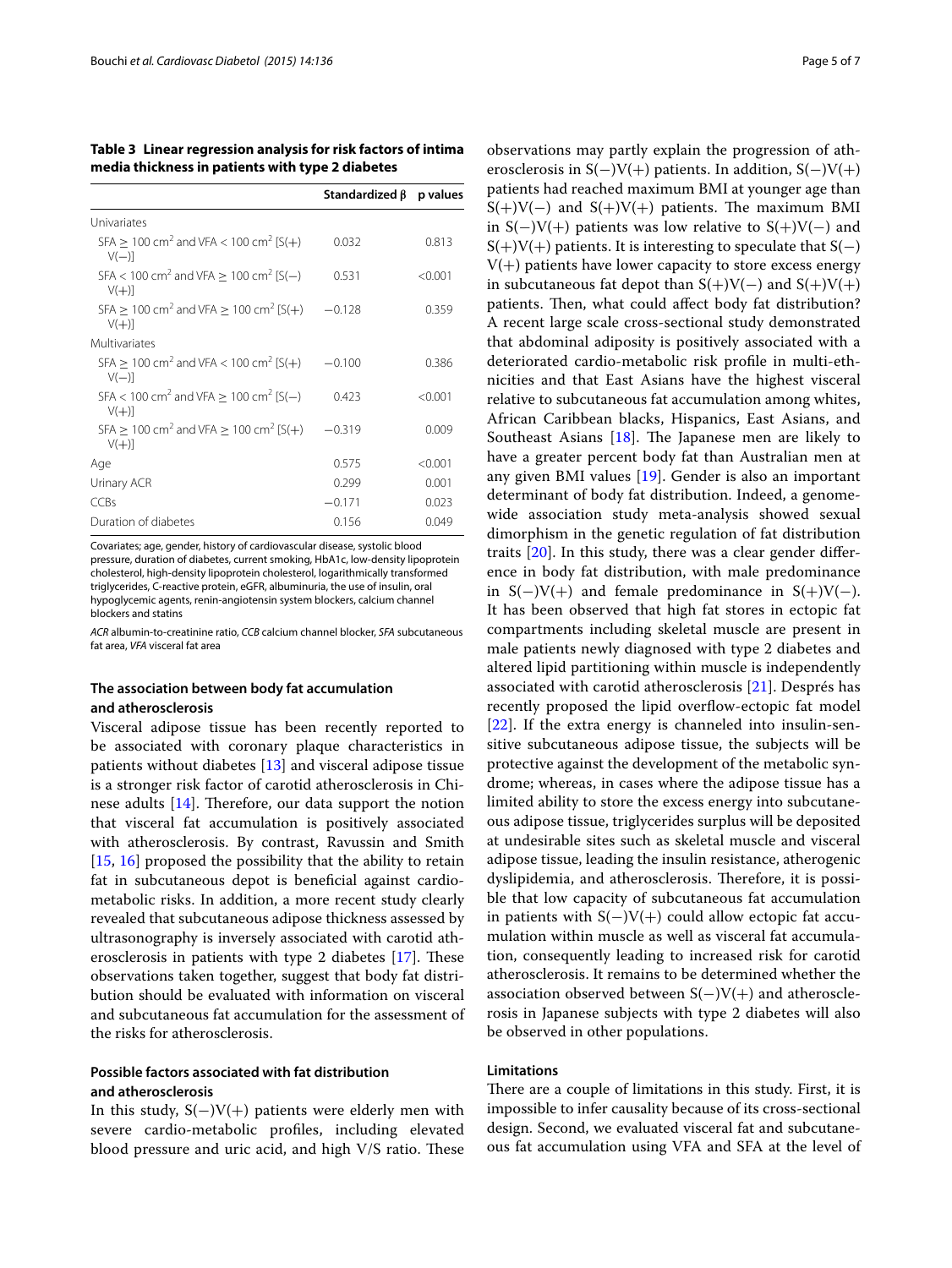**Table 3 Linear regression analysis for risk factors of intima media thickness in patients with type 2 diabetes**

| | Standardized β | p values |
|---|---|---|
| Univariates | | |
| SFA ≥ 100 cm$^2$ and VFA < 100 cm$^2$ [S(+) V(−)] | 0.032 | 0.813 |
| SFA < 100 cm$^2$ and VFA ≥ 100 cm$^2$ [S(−) V(+)] | 0.531 | <0.001 |
| SFA ≥ 100 cm$^2$ and VFA ≥ 100 cm$^2$ [S(+) V(+)] | −0.128 | 0.359 |
| Multivariates | | |
| SFA ≥ 100 cm$^2$ and VFA < 100 cm$^2$ [S(+) V(−)] | −0.100 | 0.386 |
| SFA < 100 cm$^2$ and VFA ≥ 100 cm$^2$ [S(−) V(+)] | 0.423 | <0.001 |
| SFA ≥ 100 cm$^2$ and VFA ≥ 100 cm$^2$ [S(+) V(+)] | −0.319 | 0.009 |
| Age | 0.575 | <0.001 |
| Urinary ACR | 0.299 | 0.001 |
| CCBs | −0.171 | 0.023 |
| Duration of diabetes | 0.156 | 0.049 |

Covariates; age, gender, history of cardiovascular disease, systolic blood pressure, duration of diabetes, current smoking, HbA1c, low-density lipoprotein cholesterol, high-density lipoprotein cholesterol, logarithmically transformed triglycerides, C-reactive protein, eGFR, albuminuria, the use of insulin, oral hypoglycemic agents, renin-angiotensin system blockers, calcium channel blockers and statins

*ACR* albumin-to-creatinine ratio, *CCB* calcium channel blocker, *SFA* subcutaneous fat area, *VFA* visceral fat area

### The association between body fat accumulation and atherosclerosis

Visceral adipose tissue has been recently reported to be associated with coronary plaque characteristics in patients without diabetes [13] and visceral adipose tissue is a stronger risk factor of carotid atherosclerosis in Chinese adults [14]. Therefore, our data support the notion that visceral fat accumulation is positively associated with atherosclerosis. By contrast, Ravussin and Smith [15, 16] proposed the possibility that the ability to retain fat in subcutaneous depot is beneficial against cardiometabolic risks. In addition, a more recent study clearly revealed that subcutaneous adipose thickness assessed by ultrasonography is inversely associated with carotid atherosclerosis in patients with type 2 diabetes [17]. These observations taken together, suggest that body fat distribution should be evaluated with information on visceral and subcutaneous fat accumulation for the assessment of the risks for atherosclerosis.

### Possible factors associated with fat distribution and atherosclerosis

In this study, S(−)V(+) patients were elderly men with severe cardio-metabolic profiles, including elevated blood pressure and uric acid, and high V/S ratio. These observations may partly explain the progression of atherosclerosis in S(−)V(+) patients. In addition, S(−)V(+) patients had reached maximum BMI at younger age than S(+)V(−) and S(+)V(+) patients. The maximum BMI in S(−)V(+) patients was low relative to S(+)V(−) and S(+)V(+) patients. It is interesting to speculate that S(−)V(+) patients have lower capacity to store excess energy in subcutaneous fat depot than S(+)V(−) and S(+)V(+) patients. Then, what could affect body fat distribution? A recent large scale cross-sectional study demonstrated that abdominal adiposity is positively associated with a deteriorated cardio-metabolic risk profile in multi-ethnicities and that East Asians have the highest visceral relative to subcutaneous fat accumulation among whites, African Caribbean blacks, Hispanics, East Asians, and Southeast Asians [18]. The Japanese men are likely to have a greater percent body fat than Australian men at any given BMI values [19]. Gender is also an important determinant of body fat distribution. Indeed, a genome-wide association study meta-analysis showed sexual dimorphism in the genetic regulation of fat distribution traits [20]. In this study, there was a clear gender difference in body fat distribution, with male predominance in S(−)V(+) and female predominance in S(+)V(−). It has been observed that high fat stores in ectopic fat compartments including skeletal muscle are present in male patients newly diagnosed with type 2 diabetes and altered lipid partitioning within muscle is independently associated with carotid atherosclerosis [21]. Després has recently proposed the lipid overflow-ectopic fat model [22]. If the extra energy is channeled into insulin-sensitive subcutaneous adipose tissue, the subjects will be protective against the development of the metabolic syndrome; whereas, in cases where the adipose tissue has a limited ability to store the excess energy into subcutaneous adipose tissue, triglycerides surplus will be deposited at undesirable sites such as skeletal muscle and visceral adipose tissue, leading the insulin resistance, atherogenic dyslipidemia, and atherosclerosis. Therefore, it is possible that low capacity of subcutaneous fat accumulation in patients with S(−)V(+) could allow ectopic fat accumulation within muscle as well as visceral fat accumulation, consequently leading to increased risk for carotid atherosclerosis. It remains to be determined whether the association observed between S(−)V(+) and atherosclerosis in Japanese subjects with type 2 diabetes will also be observed in other populations.

### Limitations

There are a couple of limitations in this study. First, it is impossible to infer causality because of its cross-sectional design. Second, we evaluated visceral fat and subcutaneous fat accumulation using VFA and SFA at the level of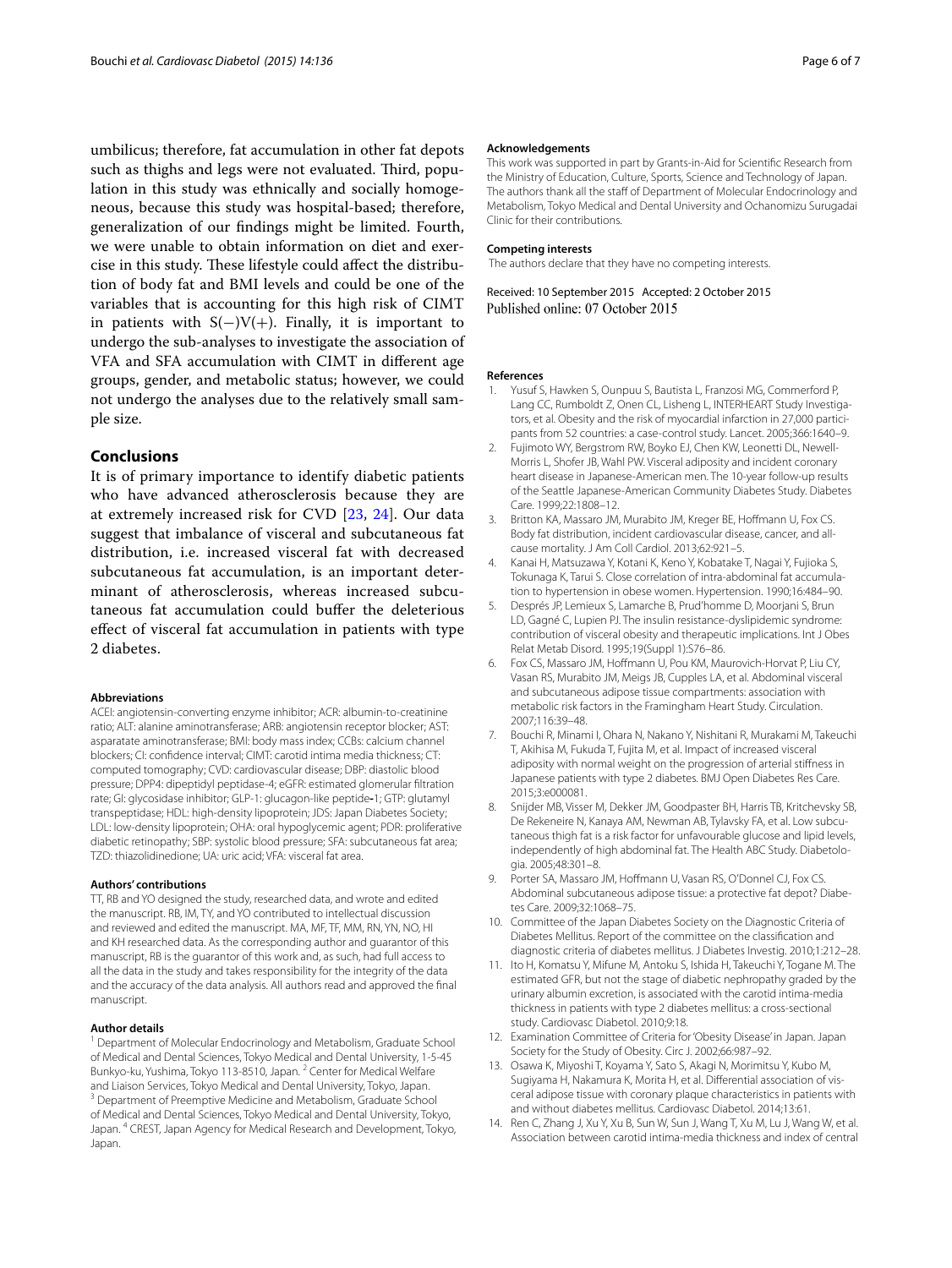umbilicus; therefore, fat accumulation in other fat depots such as thighs and legs were not evaluated. Third, population in this study was ethnically and socially homogeneous, because this study was hospital-based; therefore, generalization of our findings might be limited. Fourth, we were unable to obtain information on diet and exercise in this study. These lifestyle could affect the distribution of body fat and BMI levels and could be one of the variables that is accounting for this high risk of CIMT in patients with S(−)V(+). Finally, it is important to undergo the sub-analyses to investigate the association of VFA and SFA accumulation with CIMT in different age groups, gender, and metabolic status; however, we could not undergo the analyses due to the relatively small sample size.

## Conclusions

It is of primary importance to identify diabetic patients who have advanced atherosclerosis because they are at extremely increased risk for CVD [23, 24]. Our data suggest that imbalance of visceral and subcutaneous fat distribution, i.e. increased visceral fat with decreased subcutaneous fat accumulation, is an important determinant of atherosclerosis, whereas increased subcutaneous fat accumulation could buffer the deleterious effect of visceral fat accumulation in patients with type 2 diabetes.

#### Abbreviations

ACEI: angiotensin-converting enzyme inhibitor; ACR: albumin-to-creatinine ratio; ALT: alanine aminotransferase; ARB: angiotensin receptor blocker; AST: asparatate aminotransferase; BMI: body mass index; CCBs: calcium channel blockers; CI: confidence interval; CIMT: carotid intima media thickness; CT: computed tomography; CVD: cardiovascular disease; DBP: diastolic blood pressure; DPP4: dipeptidyl peptidase-4; eGFR: estimated glomerular filtration rate; GI: glycosidase inhibitor; GLP-1: glucagon-like peptide-1; GTP: glutamyl transpeptidase; HDL: high-density lipoprotein; JDS: Japan Diabetes Society; LDL: low-density lipoprotein; OHA: oral hypoglycemic agent; PDR: proliferative diabetic retinopathy; SBP: systolic blood pressure; SFA: subcutaneous fat area; TZD: thiazolidinedione; UA: uric acid; VFA: visceral fat area.

#### Authors' contributions

TT, RB and YO designed the study, researched data, and wrote and edited the manuscript. RB, IM, TY, and YO contributed to intellectual discussion and reviewed and edited the manuscript. MA, MF, TF, MM, RN, YN, NO, HI and KH researched data. As the corresponding author and guarantor of this manuscript, RB is the guarantor of this work and, as such, had full access to all the data in the study and takes responsibility for the integrity of the data and the accuracy of the data analysis. All authors read and approved the final manuscript.

#### Author details

[1] Department of Molecular Endocrinology and Metabolism, Graduate School of Medical and Dental Sciences, Tokyo Medical and Dental University, 1-5-45 Bunkyo-ku, Yushima, Tokyo 113-8510, Japan. [2] Center for Medical Welfare and Liaison Services, Tokyo Medical and Dental University, Tokyo, Japan. [3] Department of Preemptive Medicine and Metabolism, Graduate School of Medical and Dental Sciences, Tokyo Medical and Dental University, Tokyo, Japan. [4] CREST, Japan Agency for Medical Research and Development, Tokyo, Japan.

#### Acknowledgements

This work was supported in part by Grants-in-Aid for Scientific Research from the Ministry of Education, Culture, Sports, Science and Technology of Japan. The authors thank all the staff of Department of Molecular Endocrinology and Metabolism, Tokyo Medical and Dental University and Ochanomizu Surugadai Clinic for their contributions.

#### Competing interests

The authors declare that they have no competing interests.

Received: 10 September 2015 Accepted: 2 October 2015
Published online: 07 October 2015

#### References

1. Yusuf S, Hawken S, Ounpuu S, Bautista L, Franzosi MG, Commerford P, Lang CC, Rumboldt Z, Onen CL, Lisheng L, INTERHEART Study Investigators, et al. Obesity and the risk of myocardial infarction in 27,000 participants from 52 countries: a case-control study. Lancet. 2005;366:1640–9.
2. Fujimoto WY, Bergstrom RW, Boyko EJ, Chen KW, Leonetti DL, Newell-Morris L, Shofer JB, Wahl PW. Visceral adiposity and incident coronary heart disease in Japanese-American men. The 10-year follow-up results of the Seattle Japanese-American Community Diabetes Study. Diabetes Care. 1999;22:1808–12.
3. Britton KA, Massaro JM, Murabito JM, Kreger BE, Hoffmann U, Fox CS. Body fat distribution, incident cardiovascular disease, cancer, and all-cause mortality. J Am Coll Cardiol. 2013;62:921–5.
4. Kanai H, Matsuzawa Y, Kotani K, Keno Y, Kobatake T, Nagai Y, Fujioka S, Tokunaga K, Tarui S. Close correlation of intra-abdominal fat accumulation to hypertension in obese women. Hypertension. 1990;16:484–90.
5. Després JP, Lemieux S, Lamarche B, Prud'homme D, Moorjani S, Brun LD, Gagné C, Lupien PJ. The insulin resistance-dyslipidemic syndrome: contribution of visceral obesity and therapeutic implications. Int J Obes Relat Metab Disord. 1995;19(Suppl 1):S76–86.
6. Fox CS, Massaro JM, Hoffmann U, Pou KM, Maurovich-Horvat P, Liu CY, Vasan RS, Murabito JM, Meigs JB, Cupples LA, et al. Abdominal visceral and subcutaneous adipose tissue compartments: association with metabolic risk factors in the Framingham Heart Study. Circulation. 2007;116:39–48.
7. Bouchi R, Minami I, Ohara N, Nakano Y, Nishitani R, Murakami M, Takeuchi T, Akihisa M, Fukuda T, Fujita M, et al. Impact of increased visceral adiposity with normal weight on the progression of arterial stiffness in Japanese patients with type 2 diabetes. BMJ Open Diabetes Res Care. 2015;3:e000081.
8. Snijder MB, Visser M, Dekker JM, Goodpaster BH, Harris TB, Kritchevsky SB, De Rekeneire N, Kanaya AM, Newman AB, Tylavsky FA, et al. Low subcutaneous thigh fat is a risk factor for unfavourable glucose and lipid levels, independently of high abdominal fat. The Health ABC Study. Diabetologia. 2005;48:301–8.
9. Porter SA, Massaro JM, Hoffmann U, Vasan RS, O'Donnel CJ, Fox CS. Abdominal subcutaneous adipose tissue: a protective fat depot? Diabetes Care. 2009;32:1068–75.
10. Committee of the Japan Diabetes Society on the Diagnostic Criteria of Diabetes Mellitus. Report of the committee on the classification and diagnostic criteria of diabetes mellitus. J Diabetes Investig. 2010;1:212–28.
11. Ito H, Komatsu Y, Mifune M, Antoku S, Ishida H, Takeuchi Y, Togane M. The estimated GFR, but not the stage of diabetic nephropathy graded by the urinary albumin excretion, is associated with the carotid intima-media thickness in patients with type 2 diabetes mellitus: a cross-sectional study. Cardiovasc Diabetol. 2010;9:18.
12. Examination Committee of Criteria for 'Obesity Disease' in Japan. Japan Society for the Study of Obesity. Circ J. 2002;66:987–92.
13. Osawa K, Miyoshi T, Koyama Y, Sato S, Akagi N, Morimitsu Y, Kubo M, Sugiyama H, Nakamura K, Morita H, et al. Differential association of visceral adipose tissue with coronary plaque characteristics in patients with and without diabetes mellitus. Cardiovasc Diabetol. 2014;13:61.
14. Ren C, Zhang J, Xu Y, Xu B, Sun W, Sun J, Wang T, Xu M, Lu J, Wang W, et al. Association between carotid intima-media thickness and index of central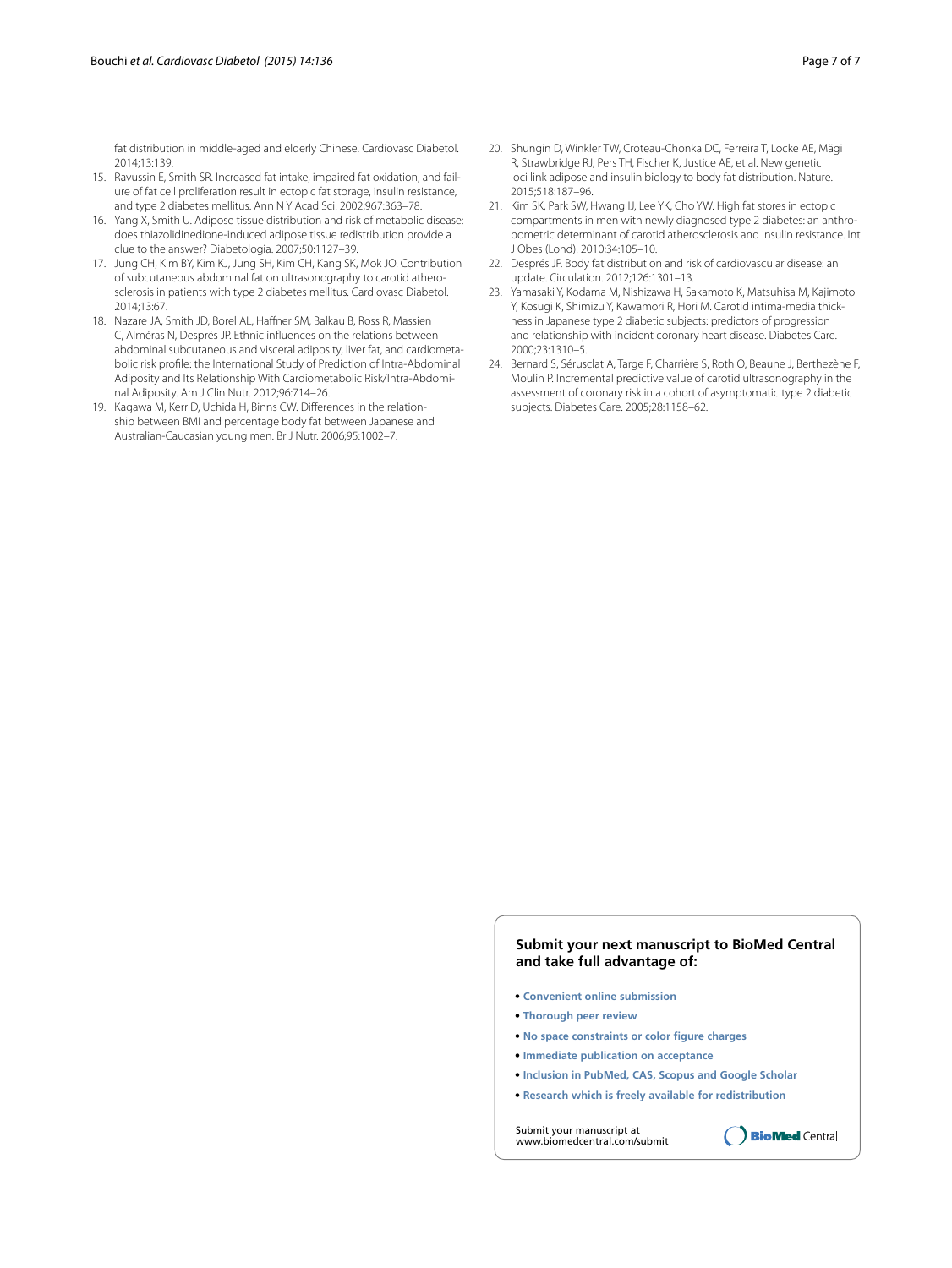fat distribution in middle-aged and elderly Chinese. Cardiovasc Diabetol. 2014;13:139.

15. Ravussin E, Smith SR. Increased fat intake, impaired fat oxidation, and failure of fat cell proliferation result in ectopic fat storage, insulin resistance, and type 2 diabetes mellitus. Ann N Y Acad Sci. 2002;967:363–78.
16. Yang X, Smith U. Adipose tissue distribution and risk of metabolic disease: does thiazolidinedione-induced adipose tissue redistribution provide a clue to the answer? Diabetologia. 2007;50:1127–39.
17. Jung CH, Kim BY, Kim KJ, Jung SH, Kim CH, Kang SK, Mok JO. Contribution of subcutaneous abdominal fat on ultrasonography to carotid atherosclerosis in patients with type 2 diabetes mellitus. Cardiovasc Diabetol. 2014;13:67.
18. Nazare JA, Smith JD, Borel AL, Haffner SM, Balkau B, Ross R, Massien C, Alméras N, Després JP. Ethnic influences on the relations between abdominal subcutaneous and visceral adiposity, liver fat, and cardiometabolic risk profile: the International Study of Prediction of Intra-Abdominal Adiposity and Its Relationship With Cardiometabolic Risk/Intra-Abdominal Adiposity. Am J Clin Nutr. 2012;96:714–26.
19. Kagawa M, Kerr D, Uchida H, Binns CW. Differences in the relationship between BMI and percentage body fat between Japanese and Australian-Caucasian young men. Br J Nutr. 2006;95:1002–7.
20. Shungin D, Winkler TW, Croteau-Chonka DC, Ferreira T, Locke AE, Mägi R, Strawbridge RJ, Pers TH, Fischer K, Justice AE, et al. New genetic loci link adipose and insulin biology to body fat distribution. Nature. 2015;518:187–96.
21. Kim SK, Park SW, Hwang IJ, Lee YK, Cho YW. High fat stores in ectopic compartments in men with newly diagnosed type 2 diabetes: an anthropometric determinant of carotid atherosclerosis and insulin resistance. Int J Obes (Lond). 2010;34:105–10.
22. Després JP. Body fat distribution and risk of cardiovascular disease: an update. Circulation. 2012;126:1301–13.
23. Yamasaki Y, Kodama M, Nishizawa H, Sakamoto K, Matsuhisa M, Kajimoto Y, Kosugi K, Shimizu Y, Kawamori R, Hori M. Carotid intima-media thickness in Japanese type 2 diabetic subjects: predictors of progression and relationship with incident coronary heart disease. Diabetes Care. 2000;23:1310–5.
24. Bernard S, Sérusclat A, Targe F, Charrière S, Roth O, Beaune J, Berthezène F, Moulin P. Incremental predictive value of carotid ultrasonography in the assessment of coronary risk in a cohort of asymptomatic type 2 diabetic subjects. Diabetes Care. 2005;28:1158–62.

**Submit your next manuscript to BioMed Central and take full advantage of:**

- **Convenient online submission**
- **Thorough peer review**
- **No space constraints or color figure charges**
- **Immediate publication on acceptance**
- **Inclusion in PubMed, CAS, Scopus and Google Scholar**
- **Research which is freely available for redistribution**

Submit your manuscript at www.biomedcentral.com/submit

BioMed Central